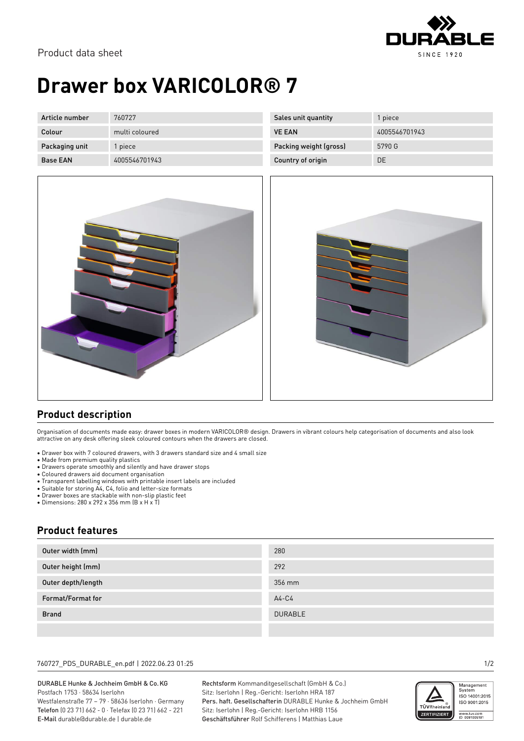Product data sheet

# Drawer box VARICOLOR® 7

| Article number | 760727 | Sales unit quantity | 1 piece |
|---|---|---|---|
| Colour | multi coloured | VE EAN | 4005546701943 |
| Packaging unit | 1 piece | Packing weight (gross) | 5790 G |
| Base EAN | 4005546701943 | Country of origin | DE |

## Product description

Organisation of documents made easy: drawer boxes in modern VARICOLOR® design. Drawers in vibrant colours help categorisation of documents and also look attractive on any desk offering sleek coloured contours when the drawers are closed.

- Drawer box with 7 coloured drawers, with 3 drawers standard size and 4 small size
- Made from premium quality plastics
- Drawers operate smoothly and silently and have drawer stops
- Coloured drawers aid document organisation
- Transparent labelling windows with printable insert labels are included
- Suitable for storing A4, C4, folio and letter-size formats
- Drawer boxes are stackable with non-slip plastic feet
- Dimensions: 280 x 292 x 356 mm (B x H x T)

## Product features

| Outer width (mm) | 280 |
|---|---|
| Outer height (mm) | 292 |
| Outer depth/length | 356 mm |
| Format/Format for | A4-C4 |
| Brand | DURABLE |
| | |

760727_PDS_DURABLE_en.pdf | 2022.06.23 01:25

**DURABLE Hunke & Jochheim GmbH & Co. KG**
Postfach 1753 · 58634 Iserlohn
Westfalenstraße 77 – 79 · 58636 Iserlohn · Germany
**Telefon** (0 23 71) 662 - 0 · Telefax (0 23 71) 662 - 221
**E-Mail** durable@durable.de | durable.de

**Rechtsform** Kommanditgesellschaft (GmbH & Co.)
Sitz: Iserlohn | Reg.-Gericht: Iserlohn HRA 187
**Pers. haft. Gesellschafterin** DURABLE Hunke & Jochheim GmbH
Sitz: Iserlohn | Reg.-Gericht: Iserlohn HRB 1156
**Geschäftsführer** Rolf Schifferens | Matthias Laue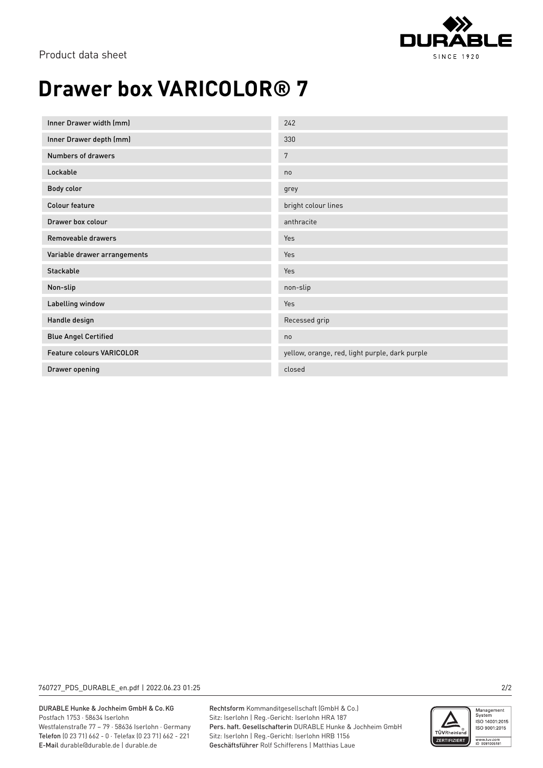# Drawer box VARICOLOR® 7

| | |
|---|---|
| Inner Drawer width (mm) | 242 |
| Inner Drawer depth (mm) | 330 |
| Numbers of drawers | 7 |
| Lockable | no |
| Body color | grey |
| Colour feature | bright colour lines |
| Drawer box colour | anthracite |
| Removeable drawers | Yes |
| Variable drawer arrangements | Yes |
| Stackable | Yes |
| Non-slip | non-slip |
| Labelling window | Yes |
| Handle design | Recessed grip |
| Blue Angel Certified | no |
| Feature colours VARICOLOR | yellow, orange, red, light purple, dark purple |
| Drawer opening | closed |